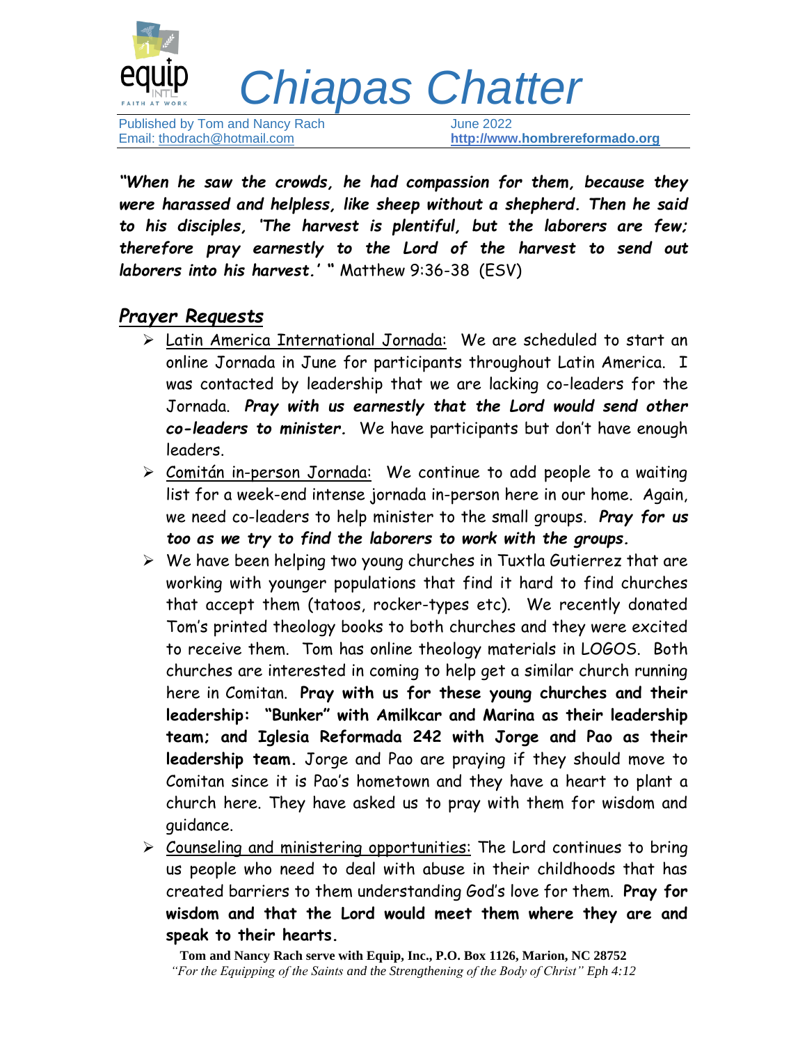# Chiapas Chatter

Published by Tom and Nancy Rach June 2022
Email: thodrach@hotmail.com **http://www.hombrereformado.org**

***"When he saw the crowds, he had compassion for them, because they were harassed and helpless, like sheep without a shepherd. Then he said to his disciples, 'The harvest is plentiful, but the laborers are few; therefore pray earnestly to the Lord of the harvest to send out laborers into his harvest.' "*** Matthew 9:36-38 (ESV)

## *Prayer Requests*

- Latin America International Jornada: We are scheduled to start an online Jornada in June for participants throughout Latin America. I was contacted by leadership that we are lacking co-leaders for the Jornada. ***Pray with us earnestly that the Lord would send other co-leaders to minister.*** We have participants but don't have enough leaders.
- Comitán in-person Jornada: We continue to add people to a waiting list for a week-end intense jornada in-person here in our home. Again, we need co-leaders to help minister to the small groups. ***Pray for us too as we try to find the laborers to work with the groups.***
- We have been helping two young churches in Tuxtla Gutierrez that are working with younger populations that find it hard to find churches that accept them (tatoos, rocker-types etc). We recently donated Tom's printed theology books to both churches and they were excited to receive them. Tom has online theology materials in LOGOS. Both churches are interested in coming to help get a similar church running here in Comitan. **Pray with us for these young churches and their leadership: "Bunker" with Amilkcar and Marina as their leadership team; and Iglesia Reformada 242 with Jorge and Pao as their leadership team.** Jorge and Pao are praying if they should move to Comitan since it is Pao's hometown and they have a heart to plant a church here. They have asked us to pray with them for wisdom and guidance.
- Counseling and ministering opportunities: The Lord continues to bring us people who need to deal with abuse in their childhoods that has created barriers to them understanding God's love for them. **Pray for wisdom and that the Lord would meet them where they are and speak to their hearts.**

**Tom and Nancy Rach serve with Equip, Inc., P.O. Box 1126, Marion, NC 28752**
*"For the Equipping of the Saints and the Strengthening of the Body of Christ" Eph 4:12*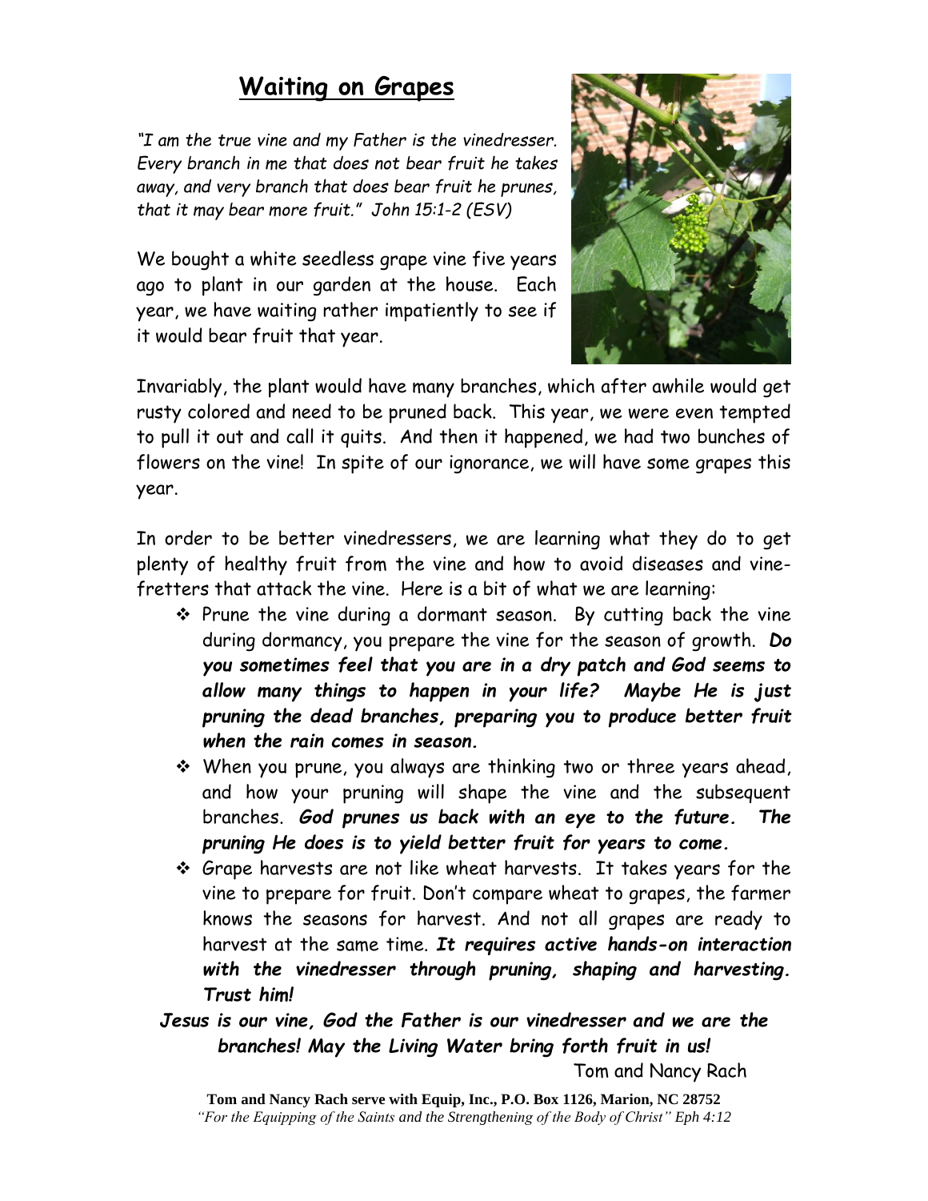# Waiting on Grapes

*"I am the true vine and my Father is the vinedresser. Every branch in me that does not bear fruit he takes away, and very branch that does bear fruit he prunes, that it may bear more fruit." John 15:1-2 (ESV)*

We bought a white seedless grape vine five years ago to plant in our garden at the house. Each year, we have waiting rather impatiently to see if it would bear fruit that year.

Invariably, the plant would have many branches, which after awhile would get rusty colored and need to be pruned back. This year, we were even tempted to pull it out and call it quits. And then it happened, we had two bunches of flowers on the vine! In spite of our ignorance, we will have some grapes this year.

In order to be better vinedressers, we are learning what they do to get plenty of healthy fruit from the vine and how to avoid diseases and vine-fretters that attack the vine. Here is a bit of what we are learning:

- Prune the vine during a dormant season. By cutting back the vine during dormancy, you prepare the vine for the season of growth. ***Do you sometimes feel that you are in a dry patch and God seems to allow many things to happen in your life? Maybe He is just pruning the dead branches, preparing you to produce better fruit when the rain comes in season.***
- When you prune, you always are thinking two or three years ahead, and how your pruning will shape the vine and the subsequent branches. ***God prunes us back with an eye to the future. The pruning He does is to yield better fruit for years to come.***
- Grape harvests are not like wheat harvests. It takes years for the vine to prepare for fruit. Don't compare wheat to grapes, the farmer knows the seasons for harvest. And not all grapes are ready to harvest at the same time. ***It requires active hands-on interaction with the vinedresser through pruning, shaping and harvesting. Trust him!***

***Jesus is our vine, God the Father is our vinedresser and we are the branches! May the Living Water bring forth fruit in us!***

Tom and Nancy Rach

**Tom and Nancy Rach serve with Equip, Inc., P.O. Box 1126, Marion, NC 28752**
*"For the Equipping of the Saints and the Strengthening of the Body of Christ" Eph 4:12*